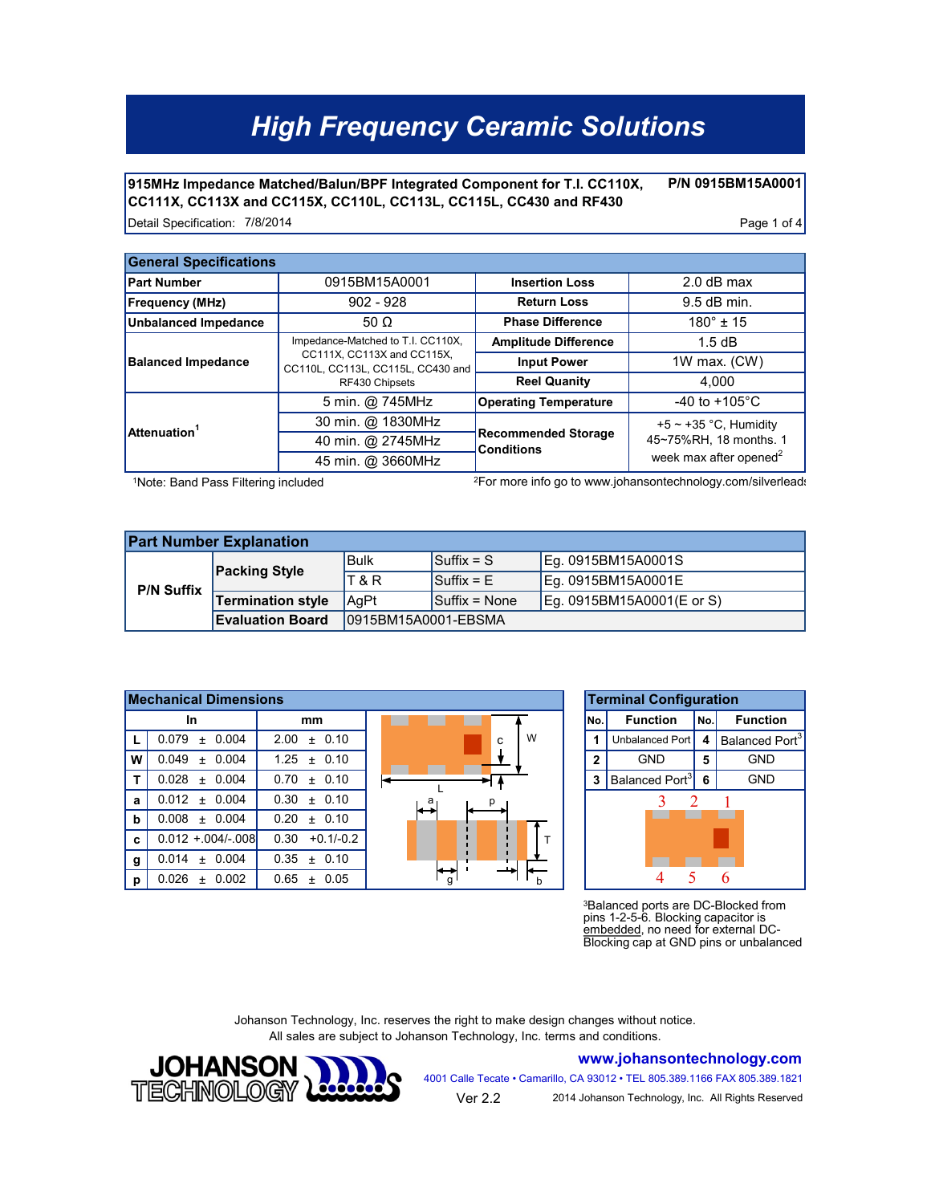# High Frequency Ceramic Solutions

**915MHz Impedance Matched/Balun/BPF Integrated Component for T.I. CC110X, CC111X, CC113X and CC115X, CC110L, CC113L, CC115L, CC430 and RF430** **P/N 0915BM15A0001**

Detail Specification: 7/8/2014

## General Specifications

| General Specifications | | | |
|---|---|---|---|
| **Part Number** | 0915BM15A0001 | **Insertion Loss** | 2.0 dB max |
| **Frequency (MHz)** | 902 - 928 | **Return Loss** | 9.5 dB min. |
| **Unbalanced Impedance** | 50 Ω | **Phase Difference** | 180° ± 15 |
| **Balanced Impedance** | Impedance-Matched to T.I. CC110X, CC111X, CC113X and CC115X, CC110L, CC113L, CC115L, CC430 and RF430 Chipsets | **Amplitude Difference** | 1.5 dB |
| | | **Input Power** | 1W max. (CW) |
| | | **Reel Quanity** | 4,000 |
| **Attenuation**[1] | 5 min. @ 745MHz | **Operating Temperature** | -40 to +105°C |
| | 30 min. @ 1830MHz | **Recommended Storage Conditions** | +5 ~ +35 °C, Humidity 45~75%RH, 18 months. 1 week max after opened[2] |
| | 40 min. @ 2745MHz | | |
| | 45 min. @ 3660MHz | | |

[1]Note: Band Pass Filtering included

[2]For more info go to www.johansontechnology.com/silverleads

## Part Number Explanation

| Part Number Explanation | | | | |
|---|---|---|---|---|
| **P/N Suffix** | **Packing Style** | Bulk | Suffix = S | Eg. 0915BM15A0001S |
| | | T & R | Suffix = E | Eg. 0915BM15A0001E |
| | **Termination style** | AgPt | Suffix = None | Eg. 0915BM15A0001(E or S) |
| | **Evaluation Board** | 0915BM15A0001-EBSMA | | |

## Mechanical Dimensions

| | In | mm |
|---|---|---|
| **L** | 0.079 ± 0.004 | 2.00 ± 0.10 |
| **W** | 0.049 ± 0.004 | 1.25 ± 0.10 |
| **T** | 0.028 ± 0.004 | 0.70 ± 0.10 |
| **a** | 0.012 ± 0.004 | 0.30 ± 0.10 |
| **b** | 0.008 ± 0.004 | 0.20 ± 0.10 |
| **c** | 0.012 +.004/-.008 | 0.30 +0.1/-0.2 |
| **g** | 0.014 ± 0.004 | 0.35 ± 0.10 |
| **p** | 0.026 ± 0.002 | 0.65 ± 0.05 |

## Terminal Configuration

| No. | Function | No. | Function |
|---|---|---|---|
| 1 | Unbalanced Port | 4 | Balanced Port[3] |
| 2 | GND | 5 | GND |
| 3 | Balanced Port[3] | 6 | GND |

[3]Balanced ports are DC-Blocked from pins 1-2-5-6. Blocking capacitor is embedded, no need for external DC-Blocking cap at GND pins or unbalanced

Johanson Technology, Inc. reserves the right to make design changes without notice.
All sales are subject to Johanson Technology, Inc. terms and conditions.

JOHANSON TECHNOLOGY

www.johansontechnology.com

4001 Calle Tecate • Camarillo, CA 93012 • TEL 805.389.1166 FAX 805.389.1821

Ver 2.2

2014 Johanson Technology, Inc. All Rights Reserved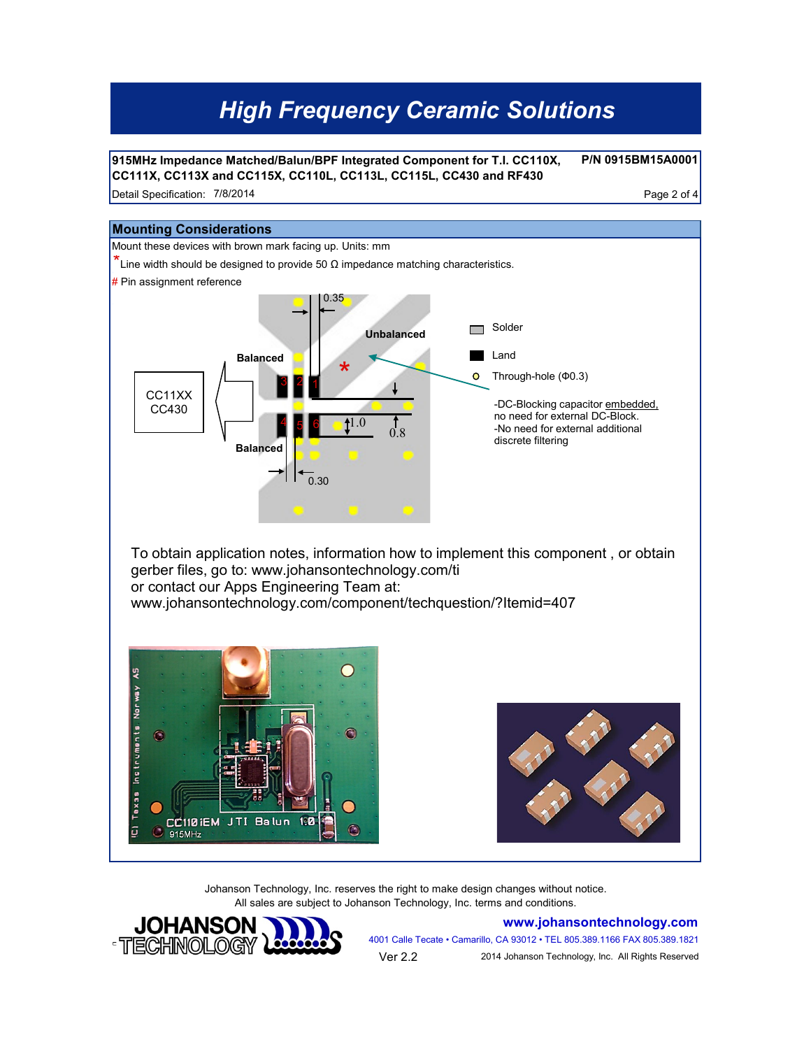915MHz Impedance Matched/Balun/BPF Integrated Component for T.I. CC110X, CC111X, CC113X and CC115X, CC110L, CC113L, CC115L, CC430 and RF430

P/N 0915BM15A0001

Detail Specification: 7/8/2014

## Mounting Considerations

Mount these devices with brown mark facing up. Units: mm

*Line width should be designed to provide 50 Ω impedance matching characteristics.

# Pin assignment reference

CC11XX CC430

Balanced

Unbalanced

Balanced

0.35

1.0

0.8

0.30

Solder

Land

Through-hole (Φ0.3)

-DC-Blocking capacitor embedded, no need for external DC-Block.
-No need for external additional discrete filtering

To obtain application notes, information how to implement this component , or obtain gerber files, go to: www.johansontechnology.com/ti
or contact our Apps Engineering Team at:
www.johansontechnology.com/component/techquestion/?Itemid=407

Johanson Technology, Inc. reserves the right to make design changes without notice.
All sales are subject to Johanson Technology, Inc. terms and conditions.

www.johansontechnology.com

4001 Calle Tecate • Camarillo, CA 93012 • TEL 805.389.1166 FAX 805.389.1821

Ver 2.2

2014 Johanson Technology, Inc. All Rights Reserved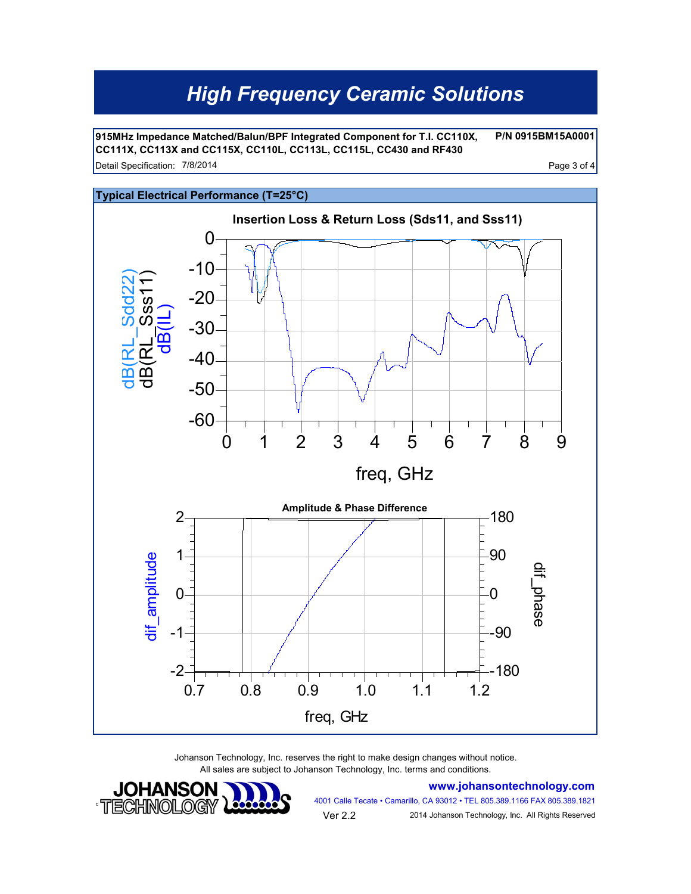# High Frequency Ceramic Solutions

**915MHz Impedance Matched/Balun/BPF Integrated Component for T.I. CC110X, CC111X, CC113X and CC115X, CC110L, CC113L, CC115L, CC430 and RF430** **P/N 0915BM15A0001**

Detail Specification: 7/8/2014

## Typical Electrical Performance (T=25°C)

**Insertion Loss & Return Loss (Sds11, and Sss11)**

dB(RL_Sdd22)
dB(RL_Sss11)
dB(IL)

freq, GHz

**Amplitude & Phase Difference**

dif_amplitude

dif_phase

freq, GHz

Johanson Technology, Inc. reserves the right to make design changes without notice.
All sales are subject to Johanson Technology, Inc. terms and conditions.

JOHANSON TECHNOLOGY

www.johansontechnology.com

4001 Calle Tecate • Camarillo, CA 93012 • TEL 805.389.1166 FAX 805.389.1821

Ver 2.2

2014 Johanson Technology, Inc. All Rights Reserved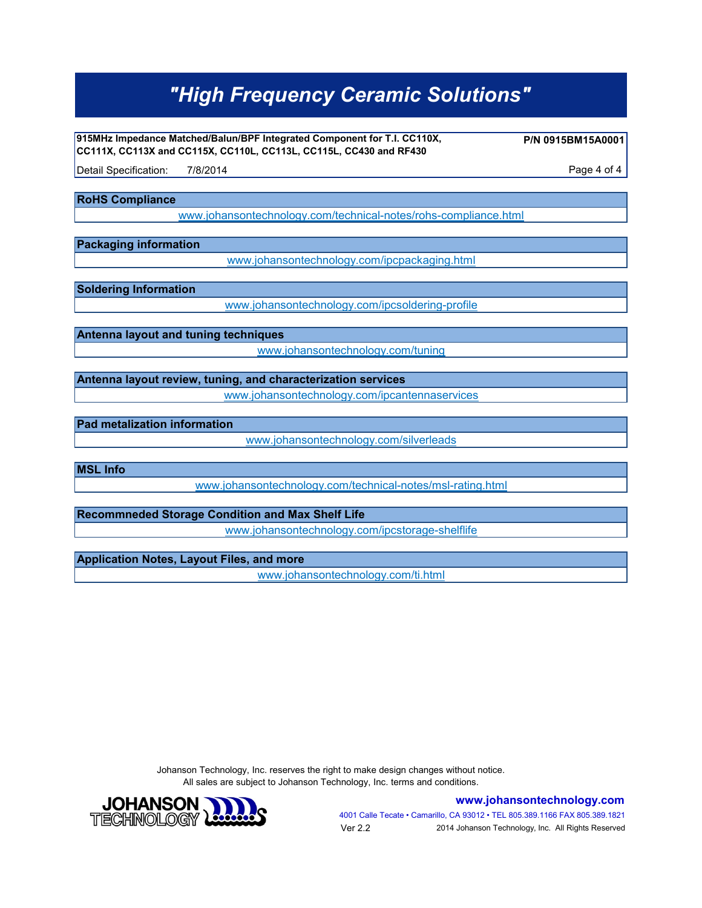## RoHS Compliance

www.johansontechnology.com/technical-notes/rohs-compliance.html

## Packaging information

www.johansontechnology.com/ipcpackaging.html

## Soldering Information

www.johansontechnology.com/ipcsoldering-profile

## Antenna layout and tuning techniques

www.johansontechnology.com/tuning

## Antenna layout review, tuning, and characterization services

www.johansontechnology.com/ipcantennaservices

## Pad metalization information

www.johansontechnology.com/silverleads

## MSL Info

www.johansontechnology.com/technical-notes/msl-rating.html

## Recommneded Storage Condition and Max Shelf Life

www.johansontechnology.com/ipcstorage-shelflife

## Application Notes, Layout Files, and more

www.johansontechnology.com/ti.html

Johanson Technology, Inc. reserves the right to make design changes without notice.
All sales are subject to Johanson Technology, Inc. terms and conditions.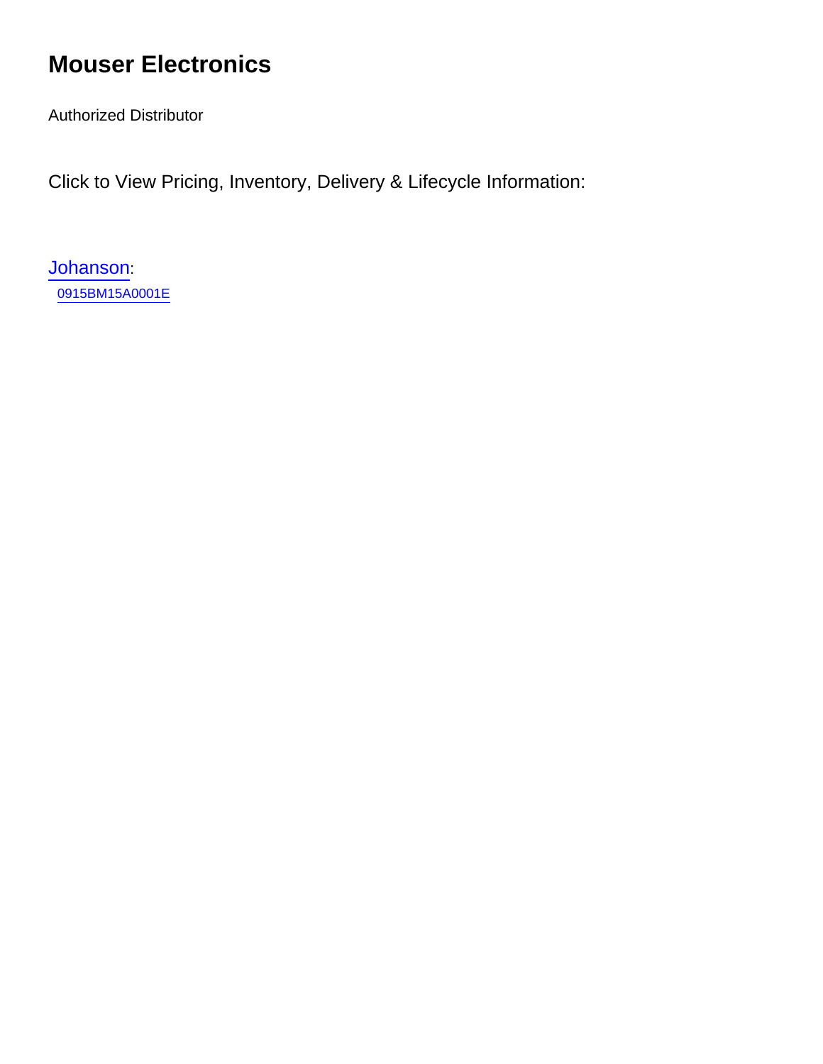# Mouser Electronics

Authorized Distributor

Click to View Pricing, Inventory, Delivery & Lifecycle Information:

Johanson:

0915BM15A0001E